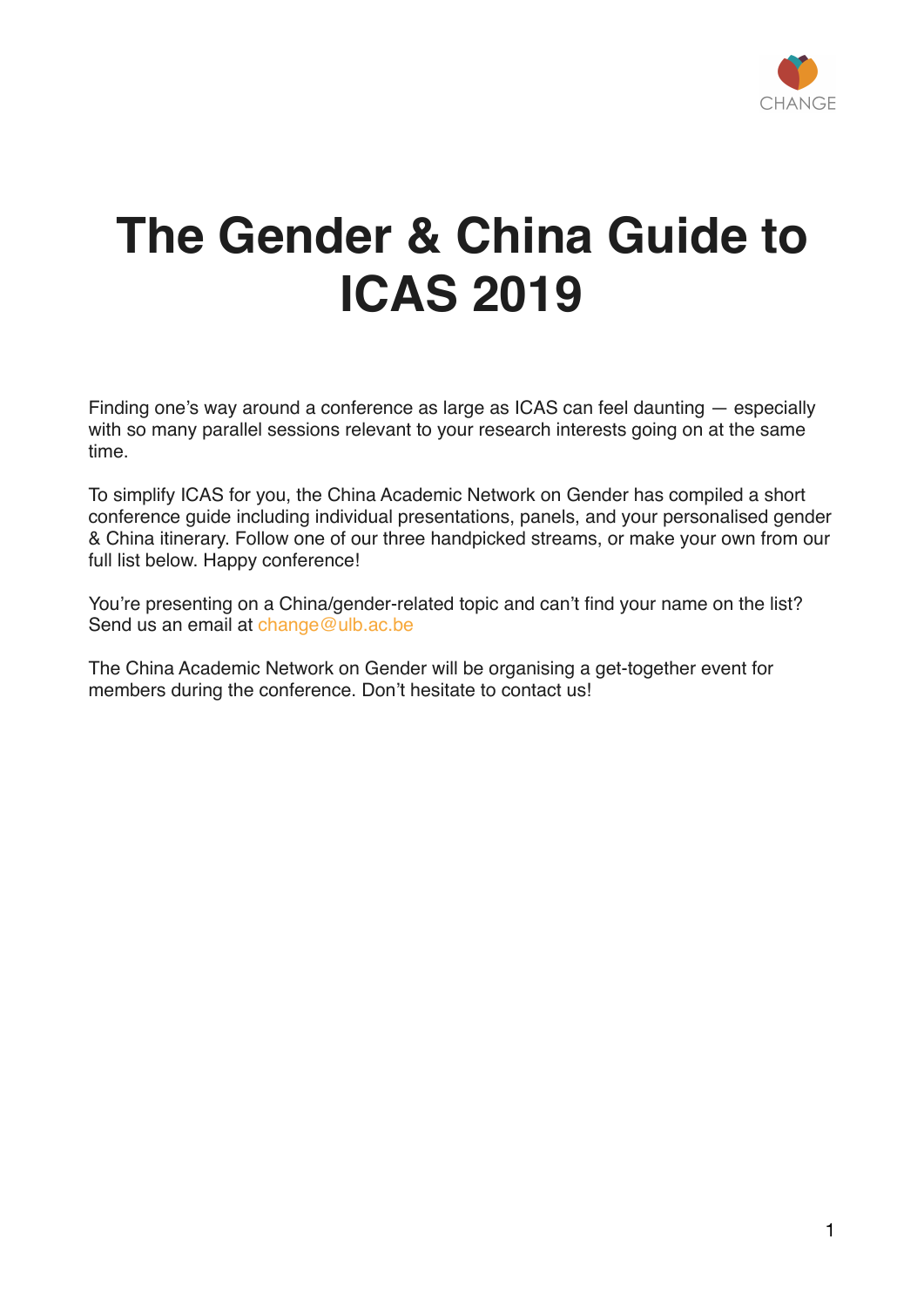# The Gender & China Guide to ICAS 2019

Finding one's way around a conference as large as ICAS can feel daunting — especially with so many parallel sessions relevant to your research interests going on at the same time.

To simplify ICAS for you, the China Academic Network on Gender has compiled a short conference guide including individual presentations, panels, and your personalised gender & China itinerary. Follow one of our three handpicked streams, or make your own from our full list below. Happy conference!

You're presenting on a China/gender-related topic and can't find your name on the list? Send us an email at change@ulb.ac.be

The China Academic Network on Gender will be organising a get-together event for members during the conference. Don't hesitate to contact us!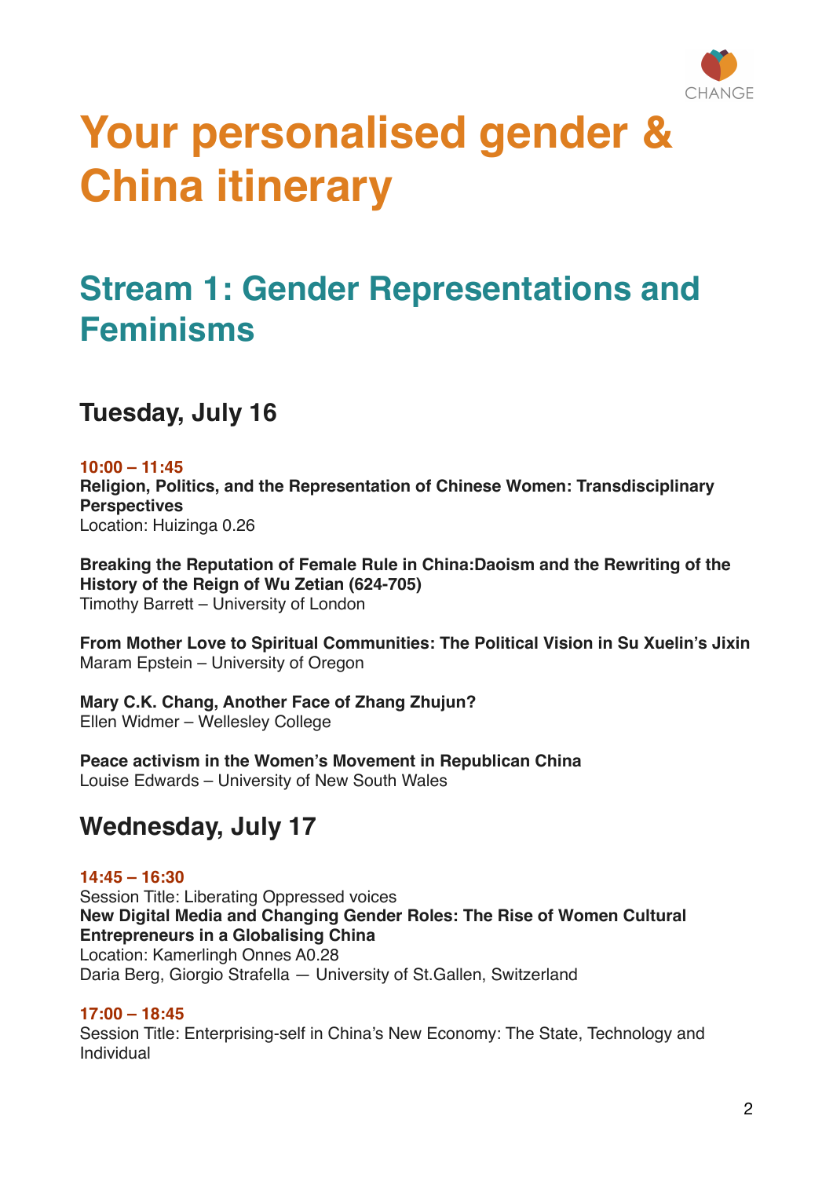# Your personalised gender & China itinerary

## Stream 1: Gender Representations and Feminisms

### Tuesday, July 16

**10:00 – 11:45**
**Religion, Politics, and the Representation of Chinese Women: Transdisciplinary Perspectives**
Location: Huizinga 0.26

**Breaking the Reputation of Female Rule in China:Daoism and the Rewriting of the History of the Reign of Wu Zetian (624-705)**
Timothy Barrett – University of London

**From Mother Love to Spiritual Communities: The Political Vision in Su Xuelin's Jixin**
Maram Epstein – University of Oregon

**Mary C.K. Chang, Another Face of Zhang Zhujun?**
Ellen Widmer – Wellesley College

**Peace activism in the Women's Movement in Republican China**
Louise Edwards – University of New South Wales

### Wednesday, July 17

**14:45 – 16:30**
Session Title: Liberating Oppressed voices
**New Digital Media and Changing Gender Roles: The Rise of Women Cultural Entrepreneurs in a Globalising China**
Location: Kamerlingh Onnes A0.28
Daria Berg, Giorgio Strafella — University of St.Gallen, Switzerland

**17:00 – 18:45**
Session Title: Enterprising-self in China's New Economy: The State, Technology and Individual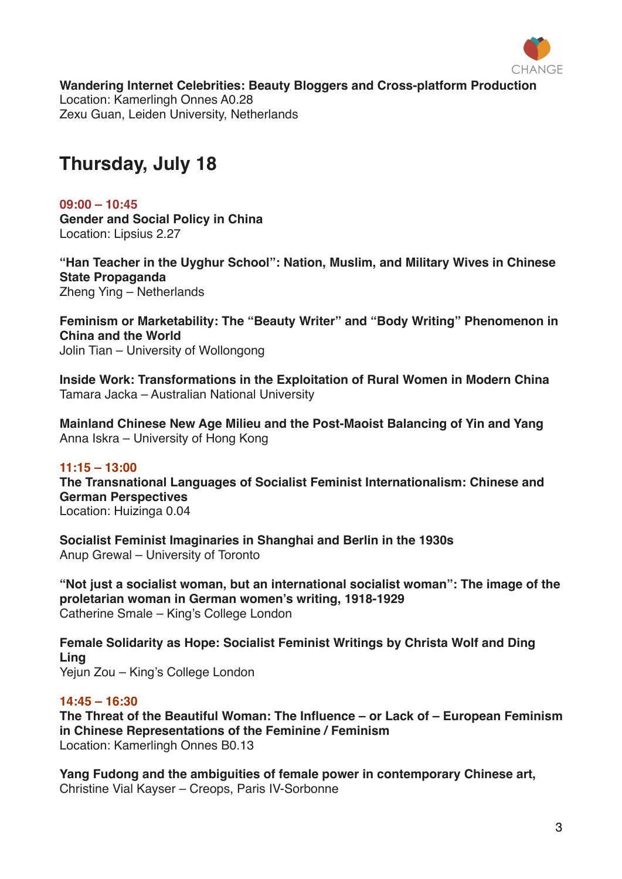**Wandering Internet Celebrities: Beauty Bloggers and Cross-platform Production**
Location: Kamerlingh Onnes A0.28
Zexu Guan, Leiden University, Netherlands

## Thursday, July 18

**09:00 – 10:45**
**Gender and Social Policy in China**
Location: Lipsius 2.27

**"Han Teacher in the Uyghur School": Nation, Muslim, and Military Wives in Chinese State Propaganda**
Zheng Ying – Netherlands

**Feminism or Marketability: The "Beauty Writer" and "Body Writing" Phenomenon in China and the World**
Jolin Tian – University of Wollongong

**Inside Work: Transformations in the Exploitation of Rural Women in Modern China**
Tamara Jacka – Australian National University

**Mainland Chinese New Age Milieu and the Post-Maoist Balancing of Yin and Yang**
Anna Iskra – University of Hong Kong

**11:15 – 13:00**
**The Transnational Languages of Socialist Feminist Internationalism: Chinese and German Perspectives**
Location: Huizinga 0.04

**Socialist Feminist Imaginaries in Shanghai and Berlin in the 1930s**
Anup Grewal – University of Toronto

**"Not just a socialist woman, but an international socialist woman": The image of the proletarian woman in German women's writing, 1918-1929**
Catherine Smale – King's College London

**Female Solidarity as Hope: Socialist Feminist Writings by Christa Wolf and Ding Ling**
Yejun Zou – King's College London

**14:45 – 16:30**
**The Threat of the Beautiful Woman: The Influence – or Lack of – European Feminism in Chinese Representations of the Feminine / Feminism**
Location: Kamerlingh Onnes B0.13

**Yang Fudong and the ambiguities of female power in contemporary Chinese art,**
Christine Vial Kayser – Creops, Paris IV-Sorbonne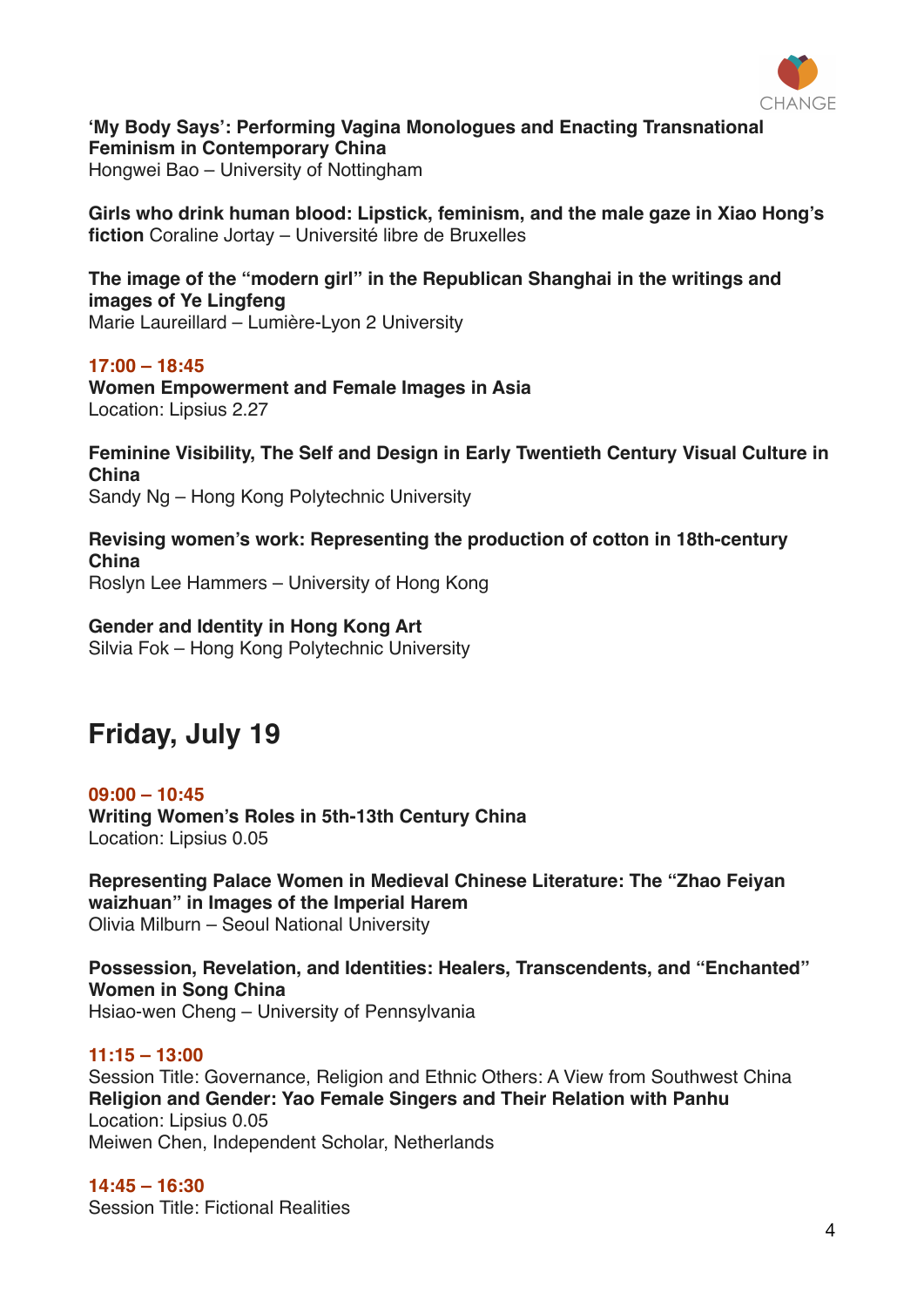**'My Body Says': Performing Vagina Monologues and Enacting Transnational Feminism in Contemporary China**
Hongwei Bao – University of Nottingham

**Girls who drink human blood: Lipstick, feminism, and the male gaze in Xiao Hong's fiction** Coraline Jortay – Université libre de Bruxelles

**The image of the "modern girl" in the Republican Shanghai in the writings and images of Ye Lingfeng**
Marie Laureillard – Lumière-Lyon 2 University

**17:00 – 18:45**
**Women Empowerment and Female Images in Asia**
Location: Lipsius 2.27

**Feminine Visibility, The Self and Design in Early Twentieth Century Visual Culture in China**
Sandy Ng – Hong Kong Polytechnic University

**Revising women's work: Representing the production of cotton in 18th-century China**
Roslyn Lee Hammers – University of Hong Kong

**Gender and Identity in Hong Kong Art**
Silvia Fok – Hong Kong Polytechnic University

## Friday, July 19

**09:00 – 10:45**
**Writing Women's Roles in 5th-13th Century China**
Location: Lipsius 0.05

**Representing Palace Women in Medieval Chinese Literature: The "Zhao Feiyan waizhuan" in Images of the Imperial Harem**
Olivia Milburn – Seoul National University

**Possession, Revelation, and Identities: Healers, Transcendents, and "Enchanted" Women in Song China**
Hsiao-wen Cheng – University of Pennsylvania

**11:15 – 13:00**
Session Title: Governance, Religion and Ethnic Others: A View from Southwest China
**Religion and Gender: Yao Female Singers and Their Relation with Panhu**
Location: Lipsius 0.05
Meiwen Chen, Independent Scholar, Netherlands

**14:45 – 16:30**
Session Title: Fictional Realities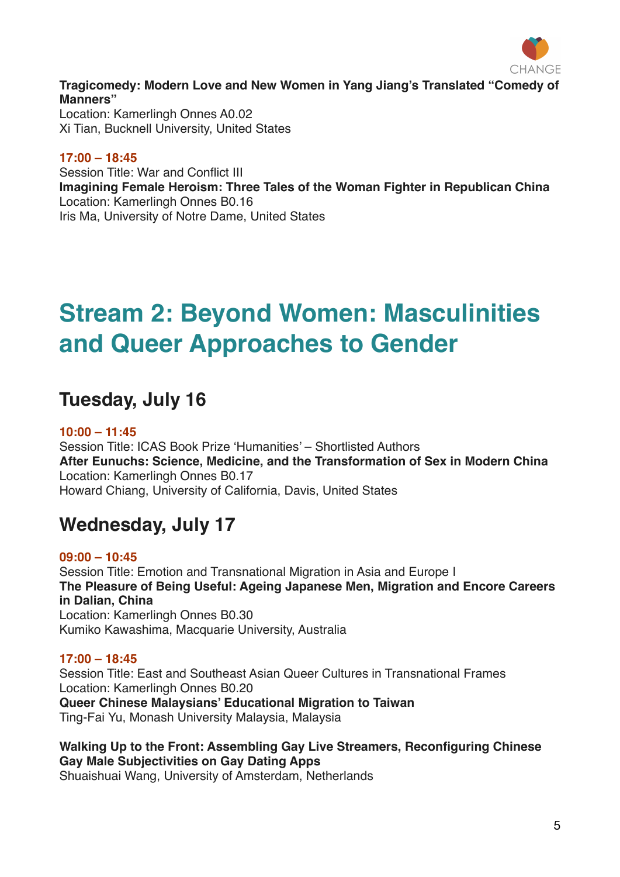**Tragicomedy: Modern Love and New Women in Yang Jiang's Translated "Comedy of Manners"**
Location: Kamerlingh Onnes A0.02
Xi Tian, Bucknell University, United States

**17:00 – 18:45**
Session Title: War and Conflict III
**Imagining Female Heroism: Three Tales of the Woman Fighter in Republican China**
Location: Kamerlingh Onnes B0.16
Iris Ma, University of Notre Dame, United States

# Stream 2: Beyond Women: Masculinities and Queer Approaches to Gender

## Tuesday, July 16

**10:00 – 11:45**
Session Title: ICAS Book Prize 'Humanities' – Shortlisted Authors
**After Eunuchs: Science, Medicine, and the Transformation of Sex in Modern China**
Location: Kamerlingh Onnes B0.17
Howard Chiang, University of California, Davis, United States

## Wednesday, July 17

**09:00 – 10:45**
Session Title: Emotion and Transnational Migration in Asia and Europe I
**The Pleasure of Being Useful: Ageing Japanese Men, Migration and Encore Careers in Dalian, China**
Location: Kamerlingh Onnes B0.30
Kumiko Kawashima, Macquarie University, Australia

**17:00 – 18:45**
Session Title: East and Southeast Asian Queer Cultures in Transnational Frames
Location: Kamerlingh Onnes B0.20
**Queer Chinese Malaysians' Educational Migration to Taiwan**
Ting-Fai Yu, Monash University Malaysia, Malaysia

**Walking Up to the Front: Assembling Gay Live Streamers, Reconfiguring Chinese Gay Male Subjectivities on Gay Dating Apps**
Shuaishuai Wang, University of Amsterdam, Netherlands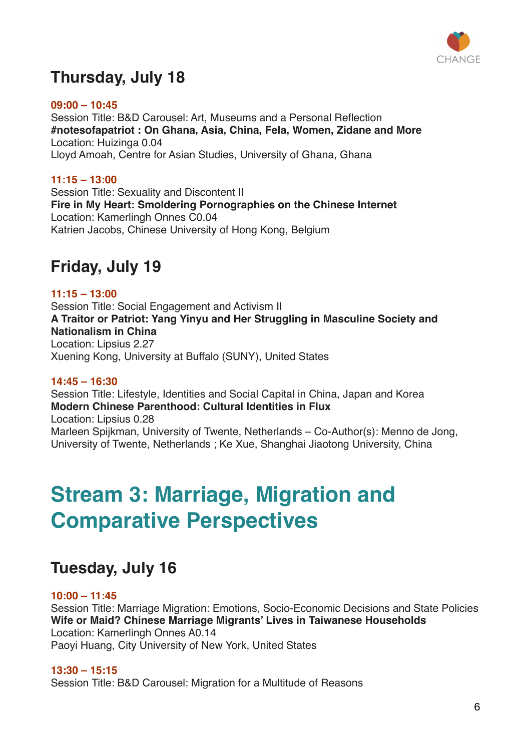## Thursday, July 18

**09:00 – 10:45**
Session Title: B&D Carousel: Art, Museums and a Personal Reflection
**#notesofapatriot : On Ghana, Asia, China, Fela, Women, Zidane and More**
Location: Huizinga 0.04
Lloyd Amoah, Centre for Asian Studies, University of Ghana, Ghana

**11:15 – 13:00**
Session Title: Sexuality and Discontent II
**Fire in My Heart: Smoldering Pornographies on the Chinese Internet**
Location: Kamerlingh Onnes C0.04
Katrien Jacobs, Chinese University of Hong Kong, Belgium

## Friday, July 19

**11:15 – 13:00**
Session Title: Social Engagement and Activism II
**A Traitor or Patriot: Yang Yinyu and Her Struggling in Masculine Society and Nationalism in China**
Location: Lipsius 2.27
Xuening Kong, University at Buffalo (SUNY), United States

**14:45 – 16:30**
Session Title: Lifestyle, Identities and Social Capital in China, Japan and Korea
**Modern Chinese Parenthood: Cultural Identities in Flux**
Location: Lipsius 0.28
Marleen Spijkman, University of Twente, Netherlands – Co-Author(s): Menno de Jong, University of Twente, Netherlands ; Ke Xue, Shanghai Jiaotong University, China

# Stream 3: Marriage, Migration and Comparative Perspectives

## Tuesday, July 16

**10:00 – 11:45**
Session Title: Marriage Migration: Emotions, Socio-Economic Decisions and State Policies
**Wife or Maid? Chinese Marriage Migrants' Lives in Taiwanese Households**
Location: Kamerlingh Onnes A0.14
Paoyi Huang, City University of New York, United States

**13:30 – 15:15**
Session Title: B&D Carousel: Migration for a Multitude of Reasons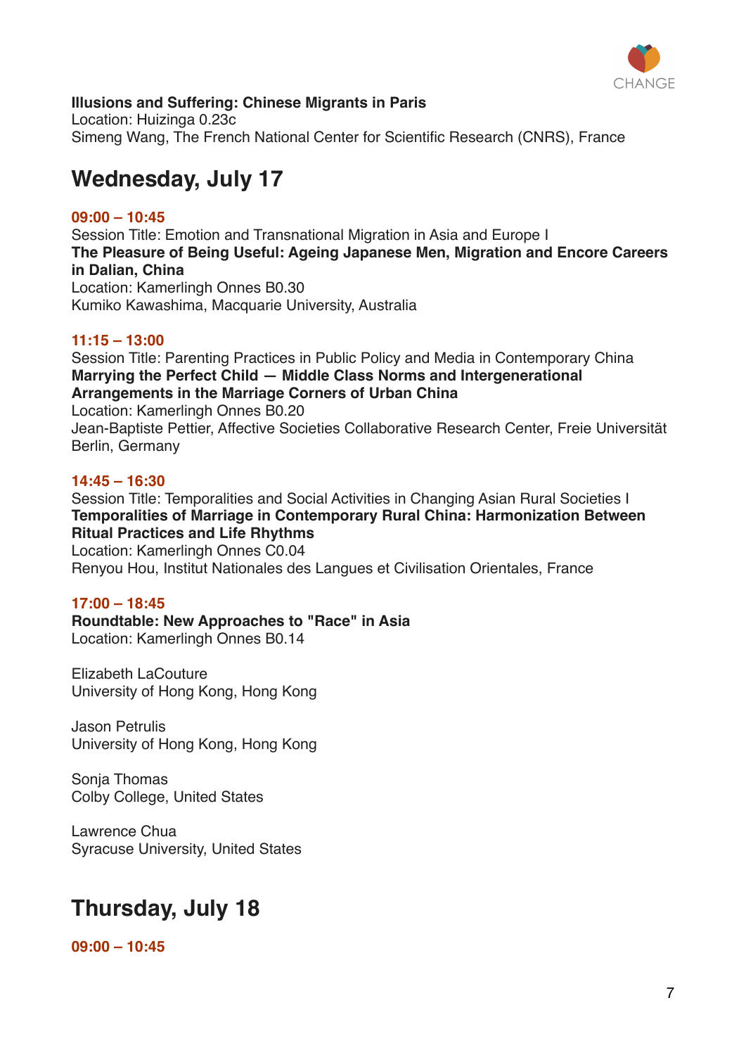**Illusions and Suffering: Chinese Migrants in Paris**
Location: Huizinga 0.23c
Simeng Wang, The French National Center for Scientific Research (CNRS), France

## Wednesday, July 17

**09:00 – 10:45**
Session Title: Emotion and Transnational Migration in Asia and Europe I
**The Pleasure of Being Useful: Ageing Japanese Men, Migration and Encore Careers in Dalian, China**
Location: Kamerlingh Onnes B0.30
Kumiko Kawashima, Macquarie University, Australia

**11:15 – 13:00**
Session Title: Parenting Practices in Public Policy and Media in Contemporary China
**Marrying the Perfect Child — Middle Class Norms and Intergenerational Arrangements in the Marriage Corners of Urban China**
Location: Kamerlingh Onnes B0.20
Jean-Baptiste Pettier, Affective Societies Collaborative Research Center, Freie Universität Berlin, Germany

**14:45 – 16:30**
Session Title: Temporalities and Social Activities in Changing Asian Rural Societies I
**Temporalities of Marriage in Contemporary Rural China: Harmonization Between Ritual Practices and Life Rhythms**
Location: Kamerlingh Onnes C0.04
Renyou Hou, Institut Nationales des Langues et Civilisation Orientales, France

**17:00 – 18:45**
**Roundtable: New Approaches to "Race" in Asia**
Location: Kamerlingh Onnes B0.14

Elizabeth LaCouture
University of Hong Kong, Hong Kong

Jason Petrulis
University of Hong Kong, Hong Kong

Sonja Thomas
Colby College, United States

Lawrence Chua
Syracuse University, United States

## Thursday, July 18

**09:00 – 10:45**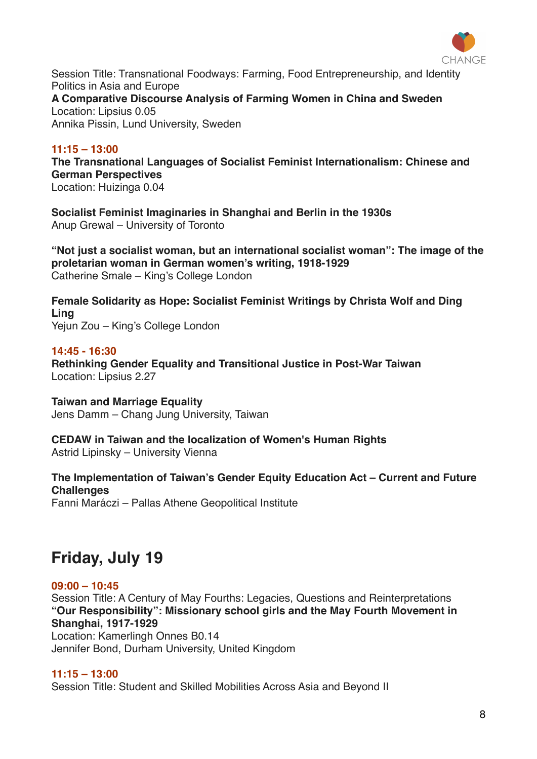Session Title: Transnational Foodways: Farming, Food Entrepreneurship, and Identity Politics in Asia and Europe
**A Comparative Discourse Analysis of Farming Women in China and Sweden**
Location: Lipsius 0.05
Annika Pissin, Lund University, Sweden

**11:15 – 13:00**
**The Transnational Languages of Socialist Feminist Internationalism: Chinese and German Perspectives**
Location: Huizinga 0.04

**Socialist Feminist Imaginaries in Shanghai and Berlin in the 1930s**
Anup Grewal – University of Toronto

**"Not just a socialist woman, but an international socialist woman": The image of the proletarian woman in German women's writing, 1918-1929**
Catherine Smale – King's College London

**Female Solidarity as Hope: Socialist Feminist Writings by Christa Wolf and Ding Ling**
Yejun Zou – King's College London

**14:45 - 16:30**
**Rethinking Gender Equality and Transitional Justice in Post-War Taiwan**
Location: Lipsius 2.27

**Taiwan and Marriage Equality**
Jens Damm – Chang Jung University, Taiwan

**CEDAW in Taiwan and the localization of Women's Human Rights**
Astrid Lipinsky – University Vienna

**The Implementation of Taiwan's Gender Equity Education Act – Current and Future Challenges**
Fanni Maráczi – Pallas Athene Geopolitical Institute

## Friday, July 19

**09:00 – 10:45**
Session Title: A Century of May Fourths: Legacies, Questions and Reinterpretations
**"Our Responsibility": Missionary school girls and the May Fourth Movement in Shanghai, 1917-1929**
Location: Kamerlingh Onnes B0.14
Jennifer Bond, Durham University, United Kingdom

**11:15 – 13:00**
Session Title: Student and Skilled Mobilities Across Asia and Beyond II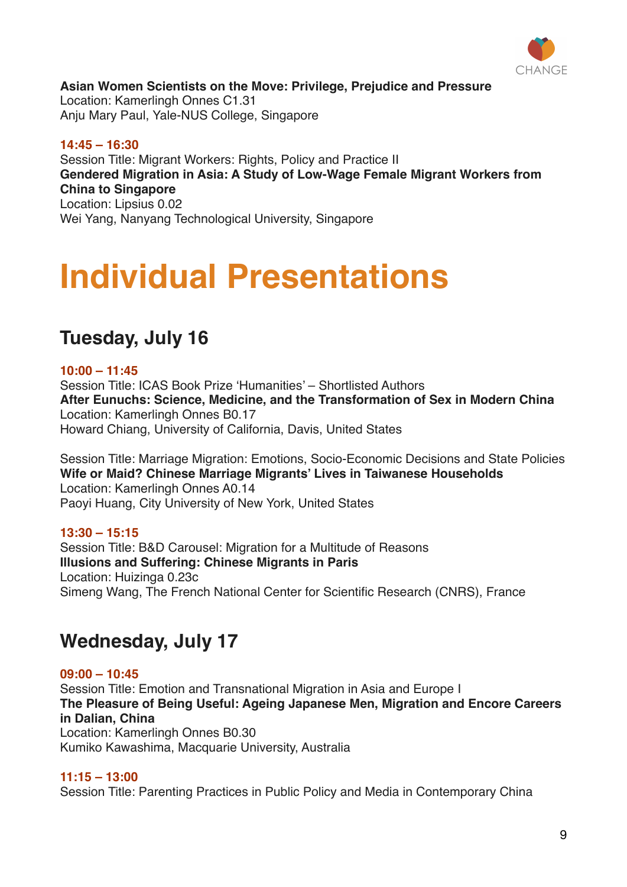**Asian Women Scientists on the Move: Privilege, Prejudice and Pressure**
Location: Kamerlingh Onnes C1.31
Anju Mary Paul, Yale-NUS College, Singapore

**14:45 – 16:30**
Session Title: Migrant Workers: Rights, Policy and Practice II
**Gendered Migration in Asia: A Study of Low-Wage Female Migrant Workers from China to Singapore**
Location: Lipsius 0.02
Wei Yang, Nanyang Technological University, Singapore

# Individual Presentations

## Tuesday, July 16

**10:00 – 11:45**
Session Title: ICAS Book Prize 'Humanities' – Shortlisted Authors
**After Eunuchs: Science, Medicine, and the Transformation of Sex in Modern China**
Location: Kamerlingh Onnes B0.17
Howard Chiang, University of California, Davis, United States

Session Title: Marriage Migration: Emotions, Socio-Economic Decisions and State Policies
**Wife or Maid? Chinese Marriage Migrants' Lives in Taiwanese Households**
Location: Kamerlingh Onnes A0.14
Paoyi Huang, City University of New York, United States

**13:30 – 15:15**
Session Title: B&D Carousel: Migration for a Multitude of Reasons
**Illusions and Suffering: Chinese Migrants in Paris**
Location: Huizinga 0.23c
Simeng Wang, The French National Center for Scientific Research (CNRS), France

## Wednesday, July 17

**09:00 – 10:45**
Session Title: Emotion and Transnational Migration in Asia and Europe I
**The Pleasure of Being Useful: Ageing Japanese Men, Migration and Encore Careers in Dalian, China**
Location: Kamerlingh Onnes B0.30
Kumiko Kawashima, Macquarie University, Australia

**11:15 – 13:00**
Session Title: Parenting Practices in Public Policy and Media in Contemporary China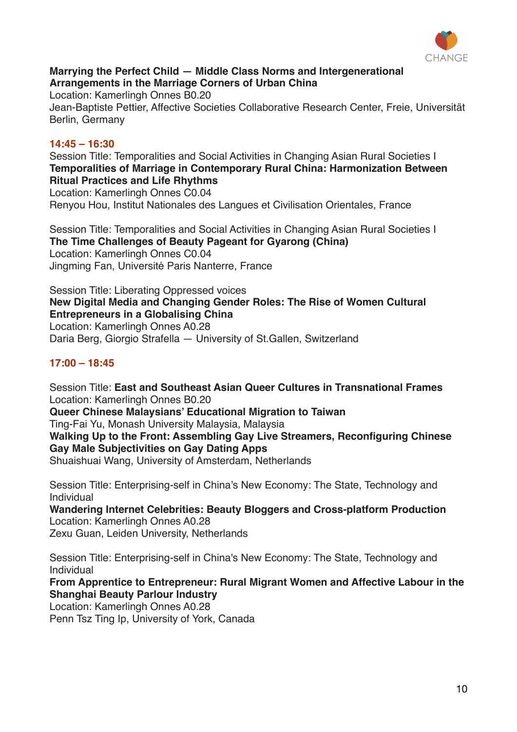**Marrying the Perfect Child — Middle Class Norms and Intergenerational Arrangements in the Marriage Corners of Urban China**
Location: Kamerlingh Onnes B0.20
Jean-Baptiste Pettier, Affective Societies Collaborative Research Center, Freie, Universität Berlin, Germany

**14:45 – 16:30**

Session Title: Temporalities and Social Activities in Changing Asian Rural Societies I
**Temporalities of Marriage in Contemporary Rural China: Harmonization Between Ritual Practices and Life Rhythms**
Location: Kamerlingh Onnes C0.04
Renyou Hou, Institut Nationales des Langues et Civilisation Orientales, France

Session Title: Temporalities and Social Activities in Changing Asian Rural Societies I
**The Time Challenges of Beauty Pageant for Gyarong (China)**
Location: Kamerlingh Onnes C0.04
Jingming Fan, Université Paris Nanterre, France

Session Title: Liberating Oppressed voices
**New Digital Media and Changing Gender Roles: The Rise of Women Cultural Entrepreneurs in a Globalising China**
Location: Kamerlingh Onnes A0.28
Daria Berg, Giorgio Strafella — University of St.Gallen, Switzerland

**17:00 – 18:45**

Session Title: **East and Southeast Asian Queer Cultures in Transnational Frames**
Location: Kamerlingh Onnes B0.20
**Queer Chinese Malaysians' Educational Migration to Taiwan**
Ting-Fai Yu, Monash University Malaysia, Malaysia
**Walking Up to the Front: Assembling Gay Live Streamers, Reconfiguring Chinese Gay Male Subjectivities on Gay Dating Apps**
Shuaishuai Wang, University of Amsterdam, Netherlands

Session Title: Enterprising-self in China's New Economy: The State, Technology and Individual
**Wandering Internet Celebrities: Beauty Bloggers and Cross-platform Production**
Location: Kamerlingh Onnes A0.28
Zexu Guan, Leiden University, Netherlands

Session Title: Enterprising-self in China's New Economy: The State, Technology and Individual
**From Apprentice to Entrepreneur: Rural Migrant Women and Affective Labour in the Shanghai Beauty Parlour Industry**
Location: Kamerlingh Onnes A0.28
Penn Tsz Ting Ip, University of York, Canada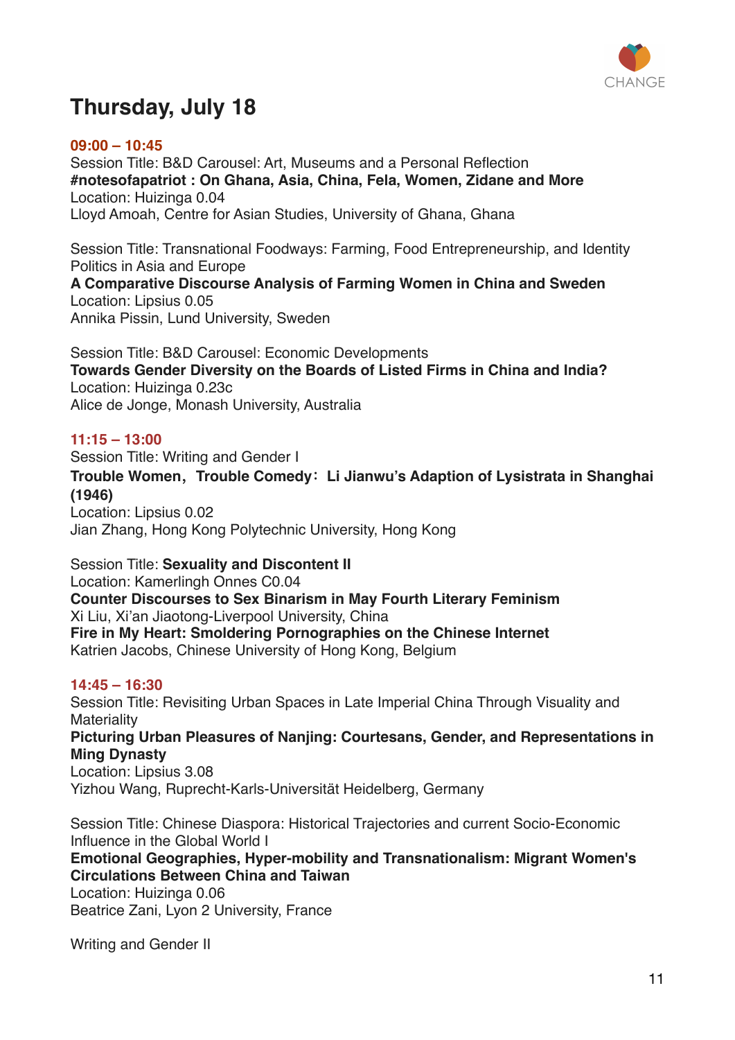## Thursday, July 18

**09:00 – 10:45**

Session Title: B&D Carousel: Art, Museums and a Personal Reflection
**#notesofapatriot : On Ghana, Asia, China, Fela, Women, Zidane and More**
Location: Huizinga 0.04
Lloyd Amoah, Centre for Asian Studies, University of Ghana, Ghana

Session Title: Transnational Foodways: Farming, Food Entrepreneurship, and Identity Politics in Asia and Europe
**A Comparative Discourse Analysis of Farming Women in China and Sweden**
Location: Lipsius 0.05
Annika Pissin, Lund University, Sweden

Session Title: B&D Carousel: Economic Developments
**Towards Gender Diversity on the Boards of Listed Firms in China and India?**
Location: Huizinga 0.23c
Alice de Jonge, Monash University, Australia

**11:15 – 13:00**

Session Title: Writing and Gender I
**Trouble Women，Trouble Comedy：Li Jianwu's Adaption of Lysistrata in Shanghai (1946)**
Location: Lipsius 0.02
Jian Zhang, Hong Kong Polytechnic University, Hong Kong

Session Title: **Sexuality and Discontent II**
Location: Kamerlingh Onnes C0.04
**Counter Discourses to Sex Binarism in May Fourth Literary Feminism**
Xi Liu, Xi'an Jiaotong-Liverpool University, China
**Fire in My Heart: Smoldering Pornographies on the Chinese Internet**
Katrien Jacobs, Chinese University of Hong Kong, Belgium

**14:45 – 16:30**

Session Title: Revisiting Urban Spaces in Late Imperial China Through Visuality and Materiality
**Picturing Urban Pleasures of Nanjing: Courtesans, Gender, and Representations in Ming Dynasty**
Location: Lipsius 3.08
Yizhou Wang, Ruprecht-Karls-Universität Heidelberg, Germany

Session Title: Chinese Diaspora: Historical Trajectories and current Socio-Economic Influence in the Global World I
**Emotional Geographies, Hyper-mobility and Transnationalism: Migrant Women's Circulations Between China and Taiwan**
Location: Huizinga 0.06
Beatrice Zani, Lyon 2 University, France

Writing and Gender II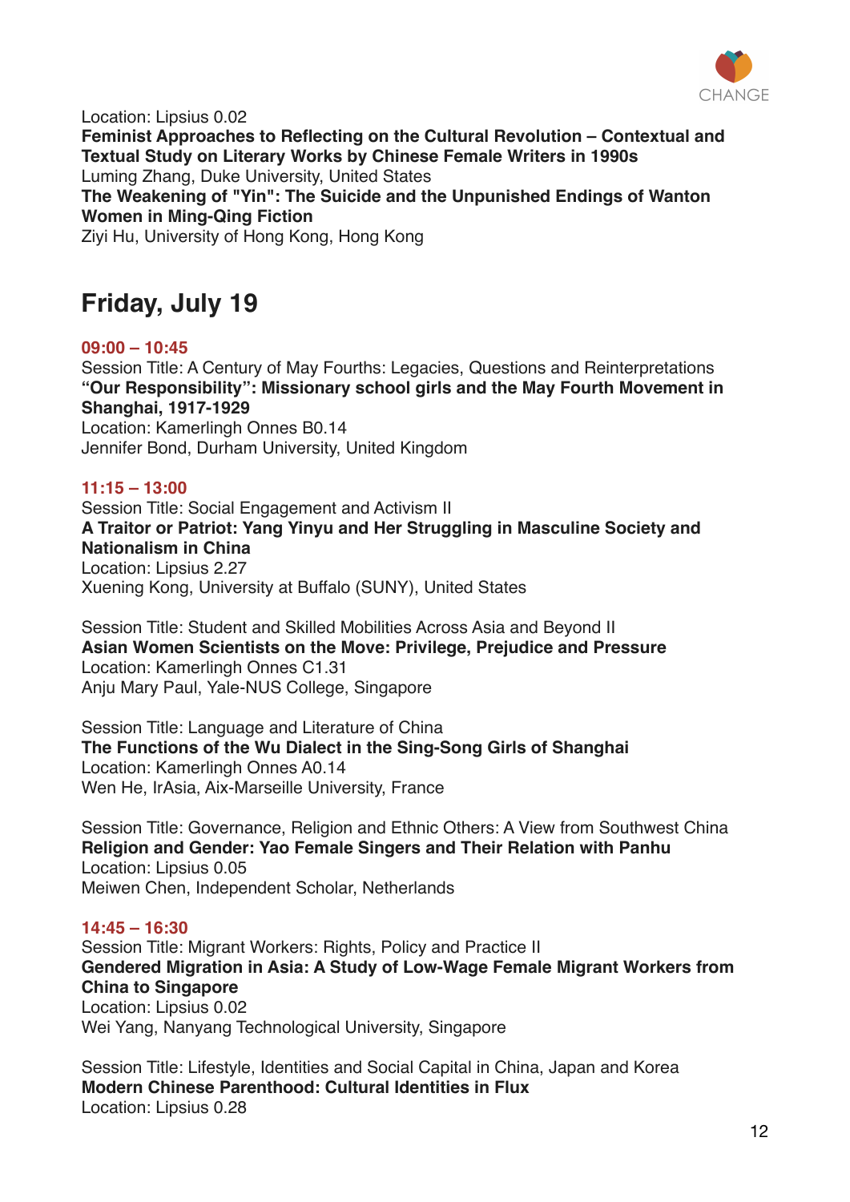Location: Lipsius 0.02

**Feminist Approaches to Reflecting on the Cultural Revolution – Contextual and Textual Study on Literary Works by Chinese Female Writers in 1990s**

Luming Zhang, Duke University, United States

**The Weakening of "Yin": The Suicide and the Unpunished Endings of Wanton Women in Ming-Qing Fiction**

Ziyi Hu, University of Hong Kong, Hong Kong

## Friday, July 19

**09:00 – 10:45**

Session Title: A Century of May Fourths: Legacies, Questions and Reinterpretations

**"Our Responsibility": Missionary school girls and the May Fourth Movement in Shanghai, 1917-1929**

Location: Kamerlingh Onnes B0.14

Jennifer Bond, Durham University, United Kingdom

**11:15 – 13:00**

Session Title: Social Engagement and Activism II

**A Traitor or Patriot: Yang Yinyu and Her Struggling in Masculine Society and Nationalism in China**

Location: Lipsius 2.27

Xuening Kong, University at Buffalo (SUNY), United States

Session Title: Student and Skilled Mobilities Across Asia and Beyond II

**Asian Women Scientists on the Move: Privilege, Prejudice and Pressure**

Location: Kamerlingh Onnes C1.31

Anju Mary Paul, Yale-NUS College, Singapore

Session Title: Language and Literature of China

**The Functions of the Wu Dialect in the Sing-Song Girls of Shanghai**

Location: Kamerlingh Onnes A0.14

Wen He, IrAsia, Aix-Marseille University, France

Session Title: Governance, Religion and Ethnic Others: A View from Southwest China

**Religion and Gender: Yao Female Singers and Their Relation with Panhu**

Location: Lipsius 0.05

Meiwen Chen, Independent Scholar, Netherlands

**14:45 – 16:30**

Session Title: Migrant Workers: Rights, Policy and Practice II

**Gendered Migration in Asia: A Study of Low-Wage Female Migrant Workers from China to Singapore**

Location: Lipsius 0.02

Wei Yang, Nanyang Technological University, Singapore

Session Title: Lifestyle, Identities and Social Capital in China, Japan and Korea

**Modern Chinese Parenthood: Cultural Identities in Flux**

Location: Lipsius 0.28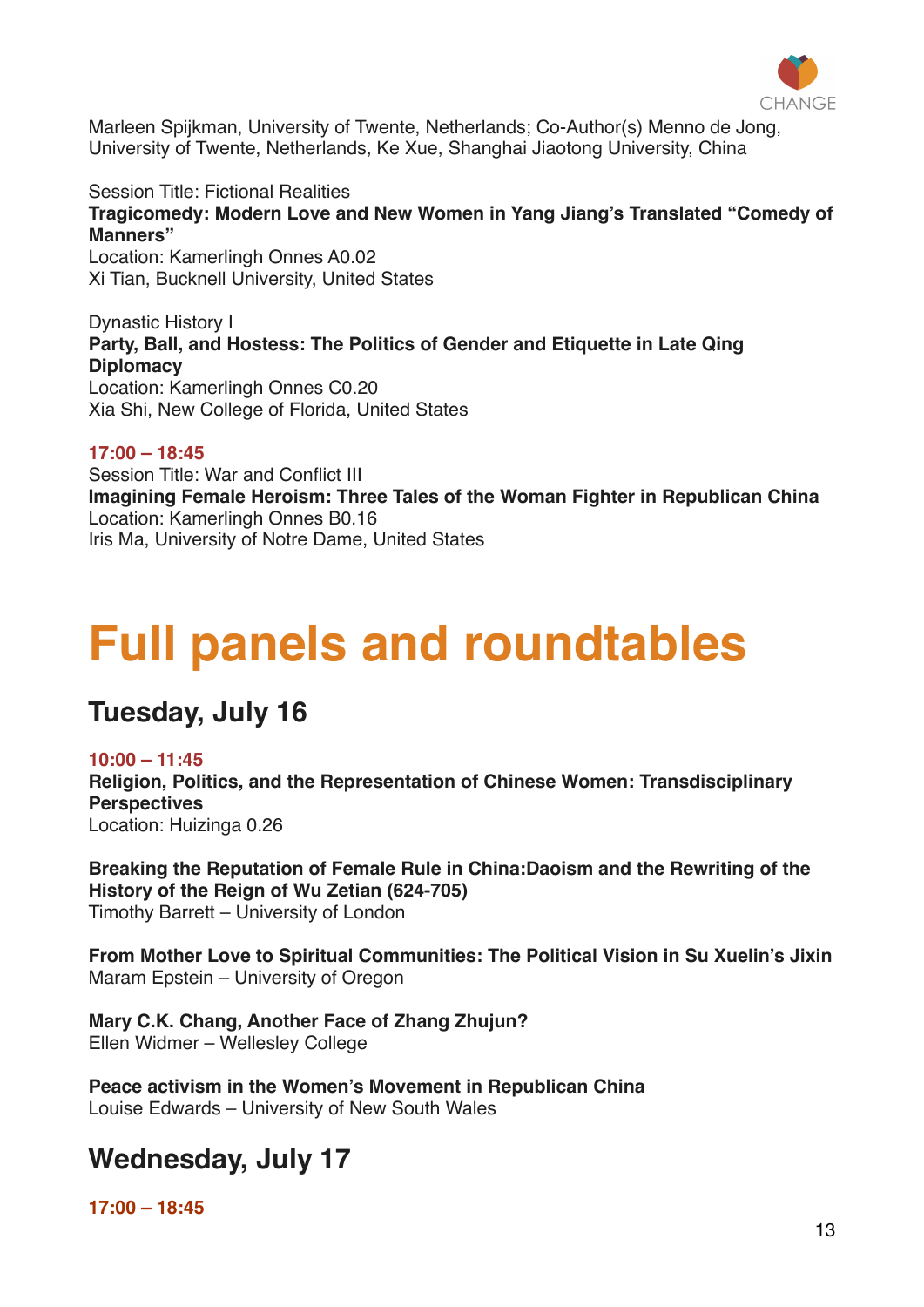Marleen Spijkman, University of Twente, Netherlands; Co-Author(s) Menno de Jong, University of Twente, Netherlands, Ke Xue, Shanghai Jiaotong University, China

Session Title: Fictional Realities
**Tragicomedy: Modern Love and New Women in Yang Jiang's Translated "Comedy of Manners"**
Location: Kamerlingh Onnes A0.02
Xi Tian, Bucknell University, United States

Dynastic History I
**Party, Ball, and Hostess: The Politics of Gender and Etiquette in Late Qing Diplomacy**
Location: Kamerlingh Onnes C0.20
Xia Shi, New College of Florida, United States

**17:00 – 18:45**
Session Title: War and Conflict III
**Imagining Female Heroism: Three Tales of the Woman Fighter in Republican China**
Location: Kamerlingh Onnes B0.16
Iris Ma, University of Notre Dame, United States

# Full panels and roundtables

## Tuesday, July 16

**10:00 – 11:45**
**Religion, Politics, and the Representation of Chinese Women: Transdisciplinary Perspectives**
Location: Huizinga 0.26

**Breaking the Reputation of Female Rule in China:Daoism and the Rewriting of the History of the Reign of Wu Zetian (624-705)**
Timothy Barrett – University of London

**From Mother Love to Spiritual Communities: The Political Vision in Su Xuelin's Jixin**
Maram Epstein – University of Oregon

**Mary C.K. Chang, Another Face of Zhang Zhujun?**
Ellen Widmer – Wellesley College

**Peace activism in the Women's Movement in Republican China**
Louise Edwards – University of New South Wales

## Wednesday, July 17

**17:00 – 18:45**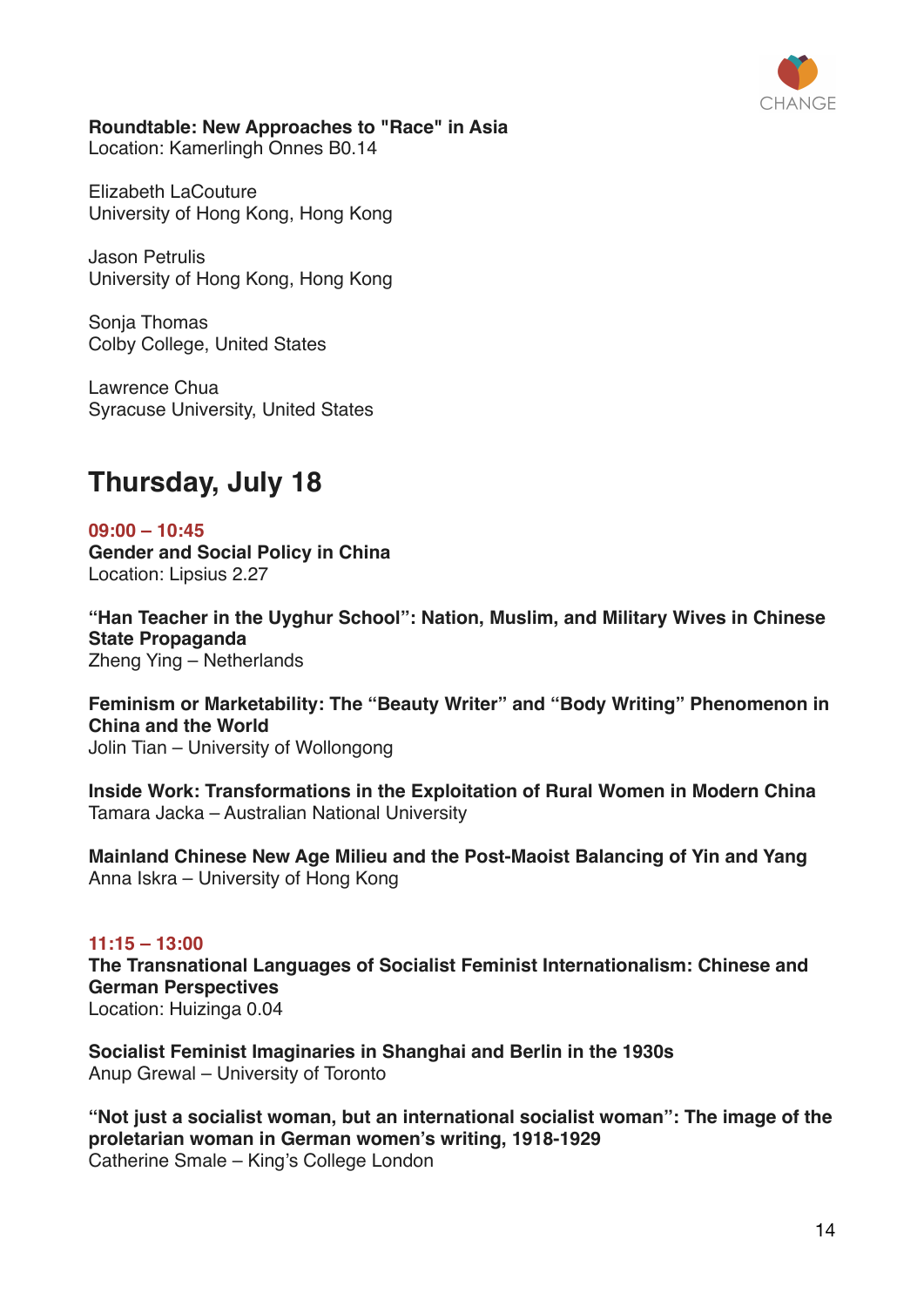**Roundtable: New Approaches to "Race" in Asia**
Location: Kamerlingh Onnes B0.14

Elizabeth LaCouture
University of Hong Kong, Hong Kong

Jason Petrulis
University of Hong Kong, Hong Kong

Sonja Thomas
Colby College, United States

Lawrence Chua
Syracuse University, United States

## Thursday, July 18

**09:00 – 10:45**
**Gender and Social Policy in China**
Location: Lipsius 2.27

**“Han Teacher in the Uyghur School”: Nation, Muslim, and Military Wives in Chinese State Propaganda**
Zheng Ying – Netherlands

**Feminism or Marketability: The “Beauty Writer” and “Body Writing” Phenomenon in China and the World**
Jolin Tian – University of Wollongong

**Inside Work: Transformations in the Exploitation of Rural Women in Modern China**
Tamara Jacka – Australian National University

**Mainland Chinese New Age Milieu and the Post-Maoist Balancing of Yin and Yang**
Anna Iskra – University of Hong Kong

**11:15 – 13:00**
**The Transnational Languages of Socialist Feminist Internationalism: Chinese and German Perspectives**
Location: Huizinga 0.04

**Socialist Feminist Imaginaries in Shanghai and Berlin in the 1930s**
Anup Grewal – University of Toronto

**“Not just a socialist woman, but an international socialist woman”: The image of the proletarian woman in German women’s writing, 1918-1929**
Catherine Smale – King’s College London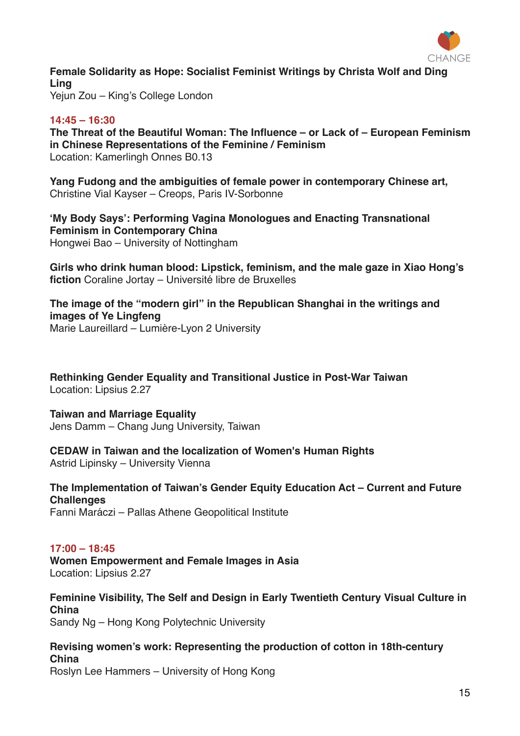**Female Solidarity as Hope: Socialist Feminist Writings by Christa Wolf and Ding Ling**
Yejun Zou – King's College London

**14:45 – 16:30**
**The Threat of the Beautiful Woman: The Influence – or Lack of – European Feminism in Chinese Representations of the Feminine / Feminism**
Location: Kamerlingh Onnes B0.13

**Yang Fudong and the ambiguities of female power in contemporary Chinese art,**
Christine Vial Kayser – Creops, Paris IV-Sorbonne

**'My Body Says': Performing Vagina Monologues and Enacting Transnational Feminism in Contemporary China**
Hongwei Bao – University of Nottingham

**Girls who drink human blood: Lipstick, feminism, and the male gaze in Xiao Hong's fiction** Coraline Jortay – Université libre de Bruxelles

**The image of the "modern girl" in the Republican Shanghai in the writings and images of Ye Lingfeng**
Marie Laureillard – Lumière-Lyon 2 University

**Rethinking Gender Equality and Transitional Justice in Post-War Taiwan**
Location: Lipsius 2.27

**Taiwan and Marriage Equality**
Jens Damm – Chang Jung University, Taiwan

**CEDAW in Taiwan and the localization of Women's Human Rights**
Astrid Lipinsky – University Vienna

**The Implementation of Taiwan's Gender Equity Education Act – Current and Future Challenges**
Fanni Maráczi – Pallas Athene Geopolitical Institute

**17:00 – 18:45**
**Women Empowerment and Female Images in Asia**
Location: Lipsius 2.27

**Feminine Visibility, The Self and Design in Early Twentieth Century Visual Culture in China**
Sandy Ng – Hong Kong Polytechnic University

**Revising women's work: Representing the production of cotton in 18th-century China**
Roslyn Lee Hammers – University of Hong Kong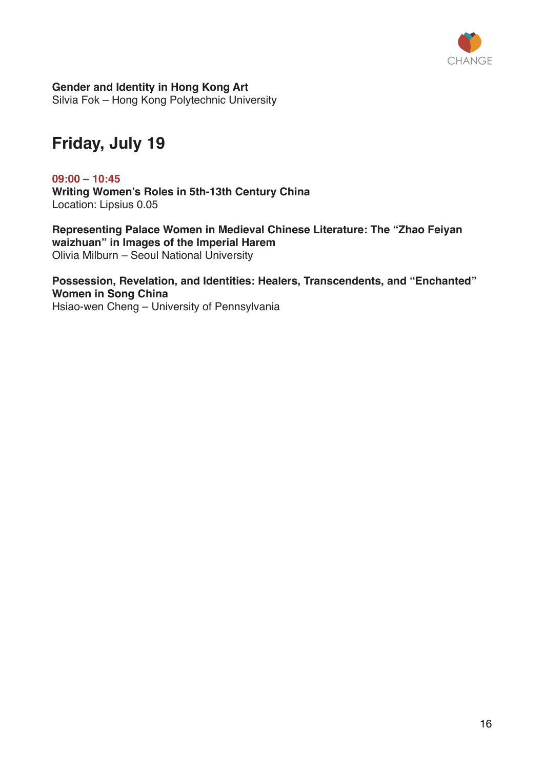**Gender and Identity in Hong Kong Art**
Silvia Fok – Hong Kong Polytechnic University

## Friday, July 19

**09:00 – 10:45**
**Writing Women's Roles in 5th-13th Century China**
Location: Lipsius 0.05

**Representing Palace Women in Medieval Chinese Literature: The "Zhao Feiyan waizhuan" in Images of the Imperial Harem**
Olivia Milburn – Seoul National University

**Possession, Revelation, and Identities: Healers, Transcendents, and "Enchanted" Women in Song China**
Hsiao-wen Cheng – University of Pennsylvania